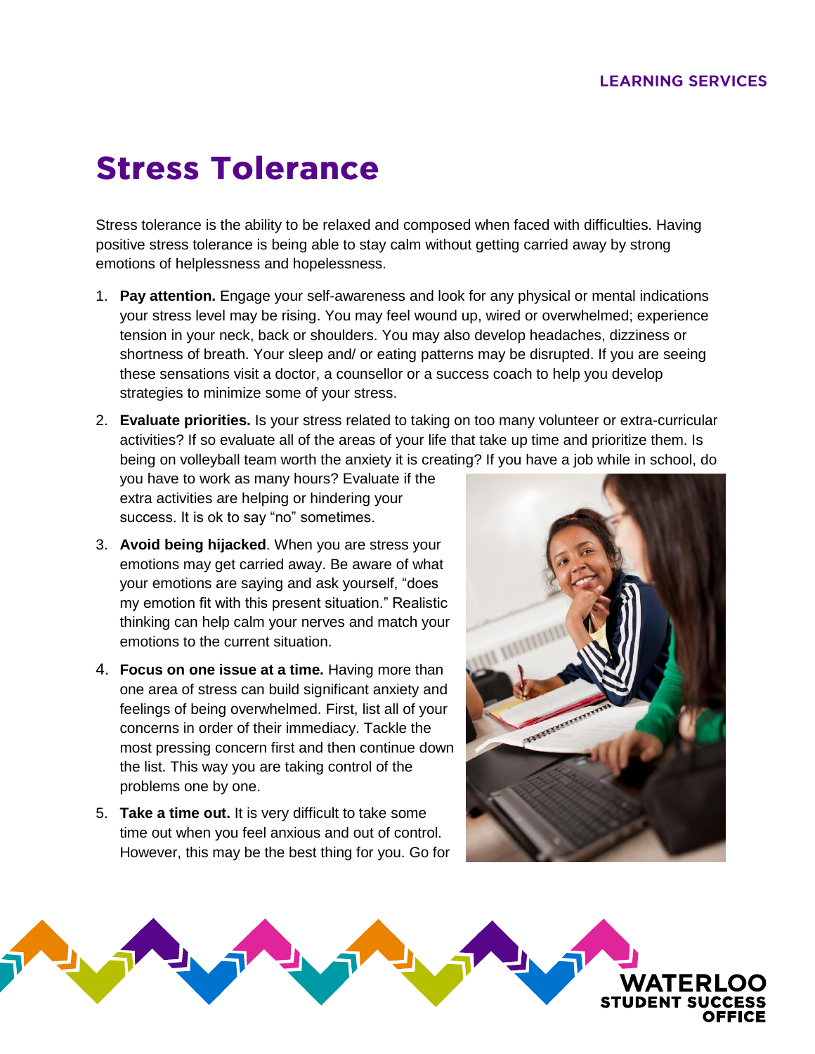# Stress Tolerance

Stress tolerance is the ability to be relaxed and composed when faced with difficulties. Having positive stress tolerance is being able to stay calm without getting carried away by strong emotions of helplessness and hopelessness.

1. **Pay attention.** Engage your self-awareness and look for any physical or mental indications your stress level may be rising. You may feel wound up, wired or overwhelmed; experience tension in your neck, back or shoulders. You may also develop headaches, dizziness or shortness of breath. Your sleep and/ or eating patterns may be disrupted. If you are seeing these sensations visit a doctor, a counsellor or a success coach to help you develop strategies to minimize some of your stress.
2. **Evaluate priorities.** Is your stress related to taking on too many volunteer or extra-curricular activities? If so evaluate all of the areas of your life that take up time and prioritize them. Is being on volleyball team worth the anxiety it is creating? If you have a job while in school, do you have to work as many hours? Evaluate if the extra activities are helping or hindering your success. It is ok to say "no" sometimes.
3. **Avoid being hijacked**. When you are stress your emotions may get carried away. Be aware of what your emotions are saying and ask yourself, "does my emotion fit with this present situation." Realistic thinking can help calm your nerves and match your emotions to the current situation.
4. **Focus on one issue at a time.** Having more than one area of stress can build significant anxiety and feelings of being overwhelmed. First, list all of your concerns in order of their immediacy. Tackle the most pressing concern first and then continue down the list. This way you are taking control of the problems one by one.
5. **Take a time out.** It is very difficult to take some time out when you feel anxious and out of control. However, this may be the best thing for you. Go for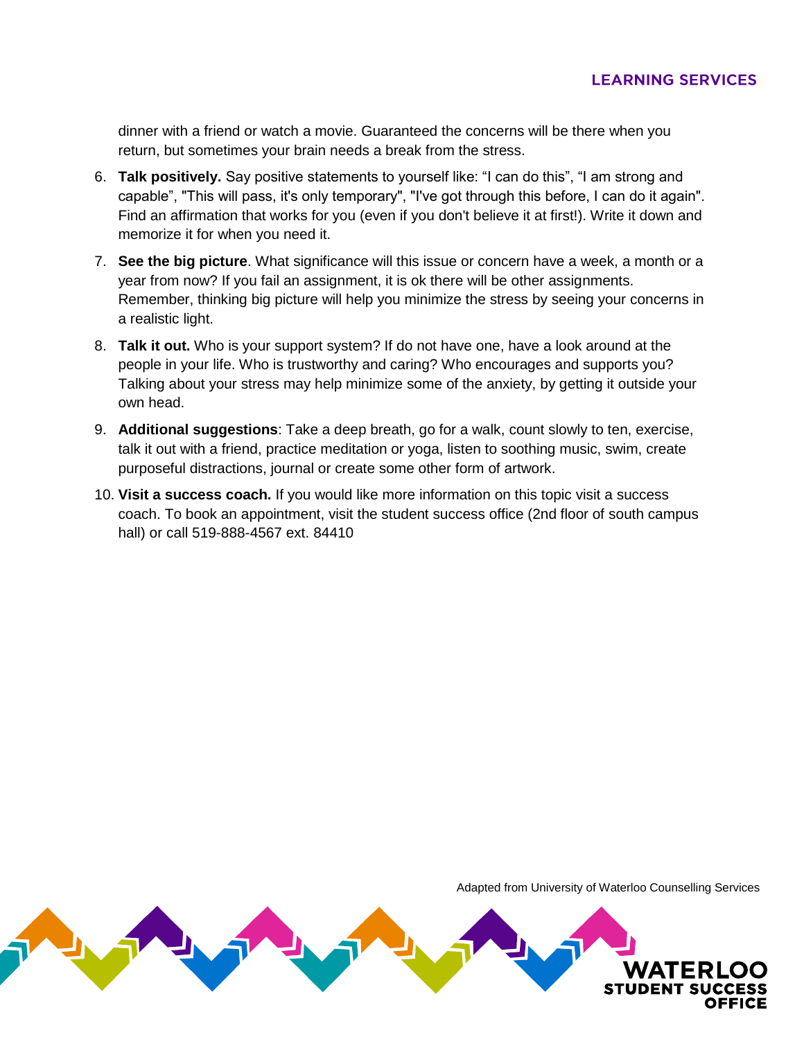dinner with a friend or watch a movie. Guaranteed the concerns will be there when you return, but sometimes your brain needs a break from the stress.

6. **Talk positively.** Say positive statements to yourself like: “I can do this”, “I am strong and capable”, "This will pass, it's only temporary", "I've got through this before, I can do it again". Find an affirmation that works for you (even if you don't believe it at first!). Write it down and memorize it for when you need it.
7. **See the big picture**. What significance will this issue or concern have a week, a month or a year from now? If you fail an assignment, it is ok there will be other assignments. Remember, thinking big picture will help you minimize the stress by seeing your concerns in a realistic light.
8. **Talk it out.** Who is your support system? If do not have one, have a look around at the people in your life. Who is trustworthy and caring? Who encourages and supports you? Talking about your stress may help minimize some of the anxiety, by getting it outside your own head.
9. **Additional suggestions**: Take a deep breath, go for a walk, count slowly to ten, exercise, talk it out with a friend, practice meditation or yoga, listen to soothing music, swim, create purposeful distractions, journal or create some other form of artwork.
10. **Visit a success coach.** If you would like more information on this topic visit a success coach. To book an appointment, visit the student success office (2nd floor of south campus hall) or call 519-888-4567 ext. 84410

Adapted from University of Waterloo Counselling Services